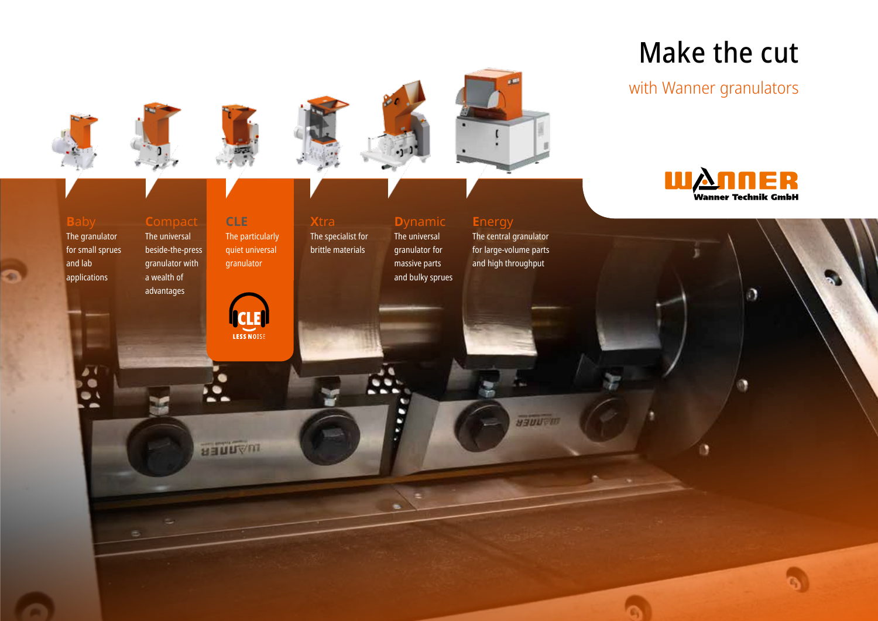# Make the cut

with Wanner granulators

Wanner Technik GmbH

**Baby**
The granulator for small sprues and lab applications

**Compact**
The universal beside-the-press granulator with a wealth of advantages

**CLE**
The particularly quiet universal granulator

CLE LESS NOISE

**Xtra**
The specialist for brittle materials

**Dynamic**
The universal granulator for massive parts and bulky sprues

**Energy**
The central granulator for large-volume parts and high throughput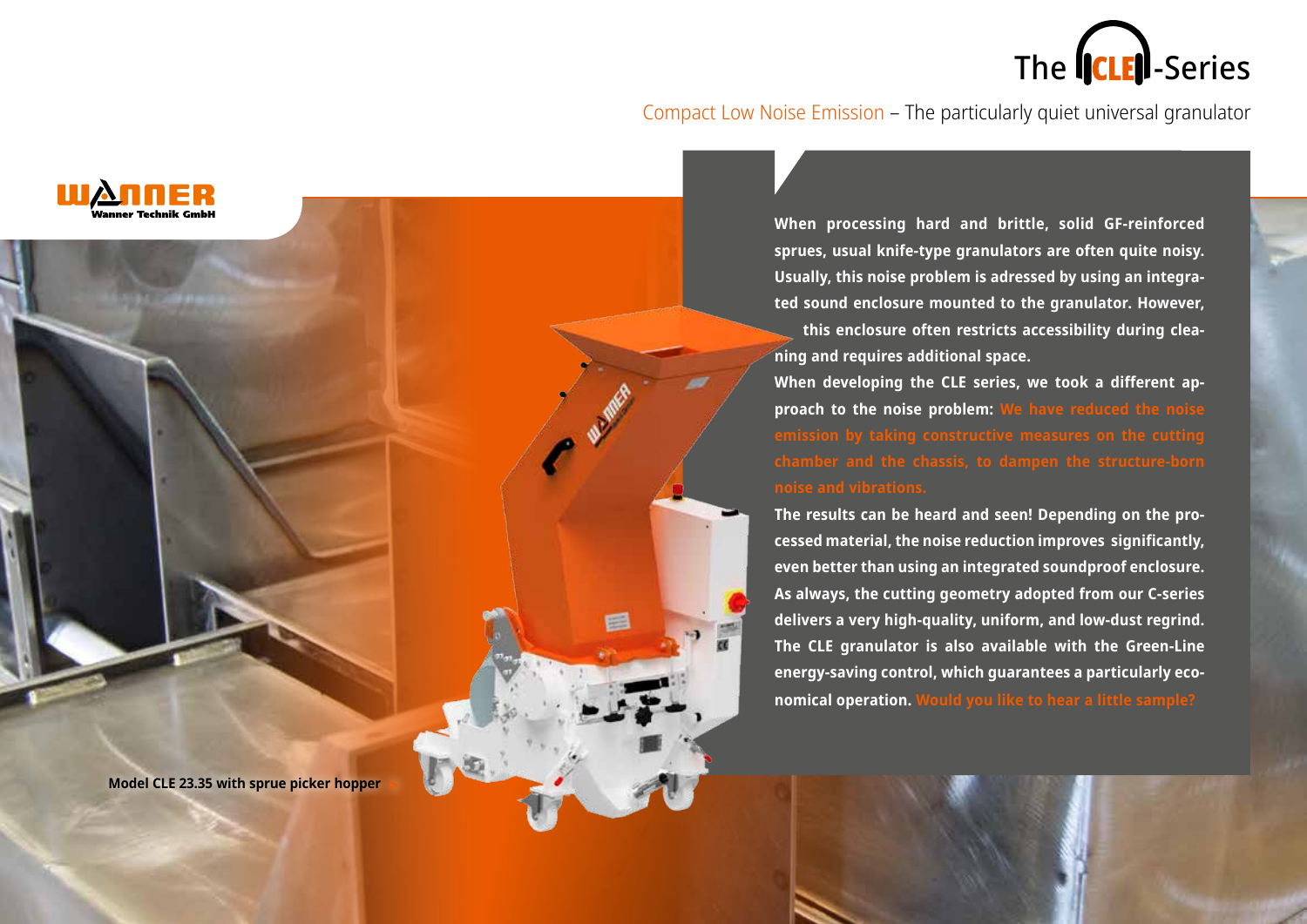# The CLE-Series

Compact Low Noise Emission – The particularly quiet universal granulator

**When processing hard and brittle, solid GF-reinforced sprues, usual knife-type granulators are often quite noisy. Usually, this noise problem is adressed by using an integrated sound enclosure mounted to the granulator. However, this enclosure often restricts accessibility during cleaning and requires additional space.**

**When developing the CLE series, we took a different approach to the noise problem: We have reduced the noise emission by taking constructive measures on the cutting chamber and the chassis, to dampen the structure-born noise and vibrations.**

**The results can be heard and seen! Depending on the processed material, the noise reduction improves significantly, even better than using an integrated soundproof enclosure. As always, the cutting geometry adopted from our C-series delivers a very high-quality, uniform, and low-dust regrind. The CLE granulator is also available with the Green-Line energy-saving control, which guarantees a particularly economical operation. Would you like to hear a little sample?**

Model CLE 23.35 with sprue picker hopper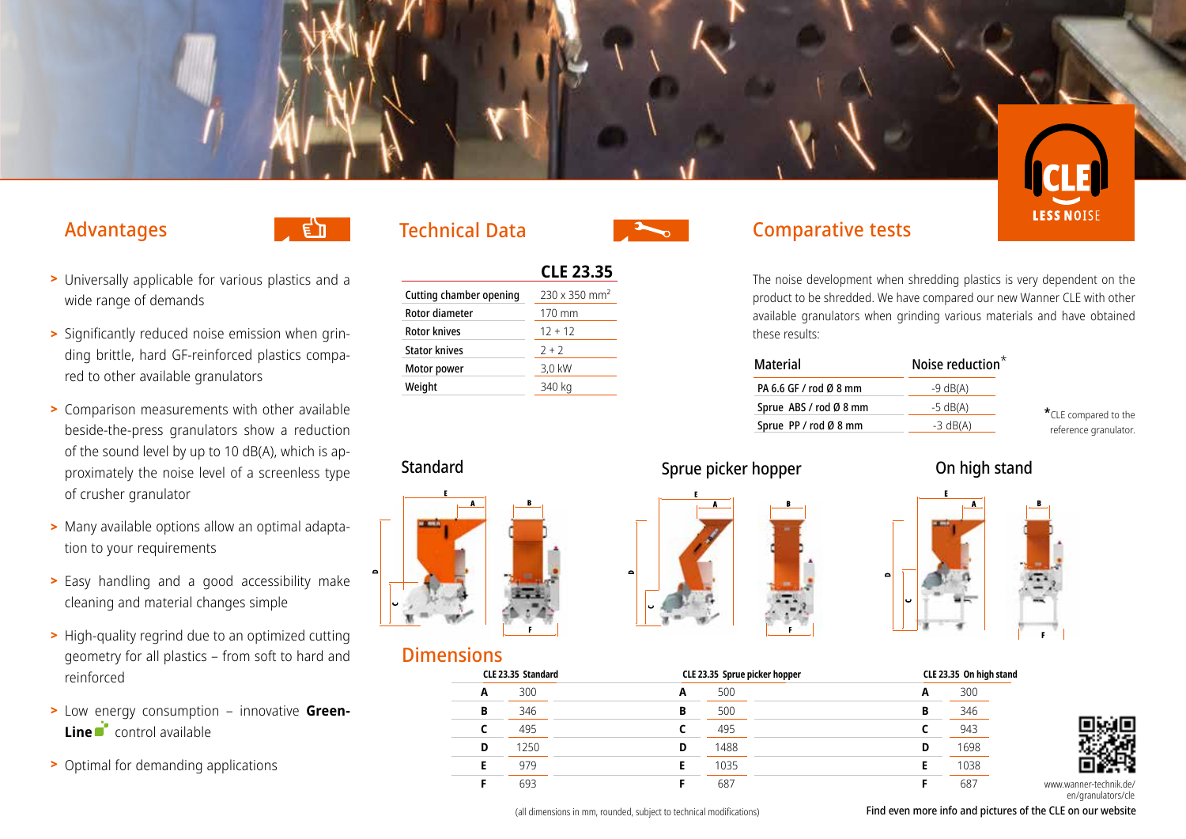## Advantages

- Universally applicable for various plastics and a wide range of demands
- Significantly reduced noise emission when grinding brittle, hard GF-reinforced plastics compared to other available granulators
- Comparison measurements with other available beside-the-press granulators show a reduction of the sound level by up to 10 dB(A), which is approximately the noise level of a screenless type of crusher granulator
- Many available options allow an optimal adaptation to your requirements
- Easy handling and a good accessibility make cleaning and material changes simple
- High-quality regrind due to an optimized cutting geometry for all plastics – from soft to hard and reinforced
- Low energy consumption – innovative **Green-Line** control available
- Optimal for demanding applications

## Technical Data

| | CLE 23.35 |
|---|---|
| Cutting chamber opening | 230 x 350 mm² |
| Rotor diameter | 170 mm |
| Rotor knives | 12 + 12 |
| Stator knives | 2 + 2 |
| Motor power | 3,0 kW |
| Weight | 340 kg |

## Comparative tests

The noise development when shredding plastics is very dependent on the product to be shredded. We have compared our new Wanner CLE with other available granulators when grinding various materials and have obtained these results:

| Material | Noise reduction* |
|---|---|
| PA 6.6 GF / rod Ø 8 mm | -9 dB(A) |
| Sprue ABS / rod Ø 8 mm | -5 dB(A) |
| Sprue PP / rod Ø 8 mm | -3 dB(A) |

*CLE compared to the reference granulator.

CLE LESS NOISE

### Standard

### Sprue picker hopper

### On high stand

## Dimensions

| CLE 23.35 Standard | |
|---|---|
| A | 300 |
| B | 346 |
| C | 495 |
| D | 1250 |
| E | 979 |
| F | 693 |

| CLE 23.35 Sprue picker hopper | |
|---|---|
| A | 500 |
| B | 500 |
| C | 495 |
| D | 1488 |
| E | 1035 |
| F | 687 |

| CLE 23.35 On high stand | |
|---|---|
| A | 300 |
| B | 346 |
| C | 943 |
| D | 1698 |
| E | 1038 |
| F | 687 |

(all dimensions in mm, rounded, subject to technical modifications)

www.wanner-technik.de/en/granulators/cle

Find even more info and pictures of the CLE on our website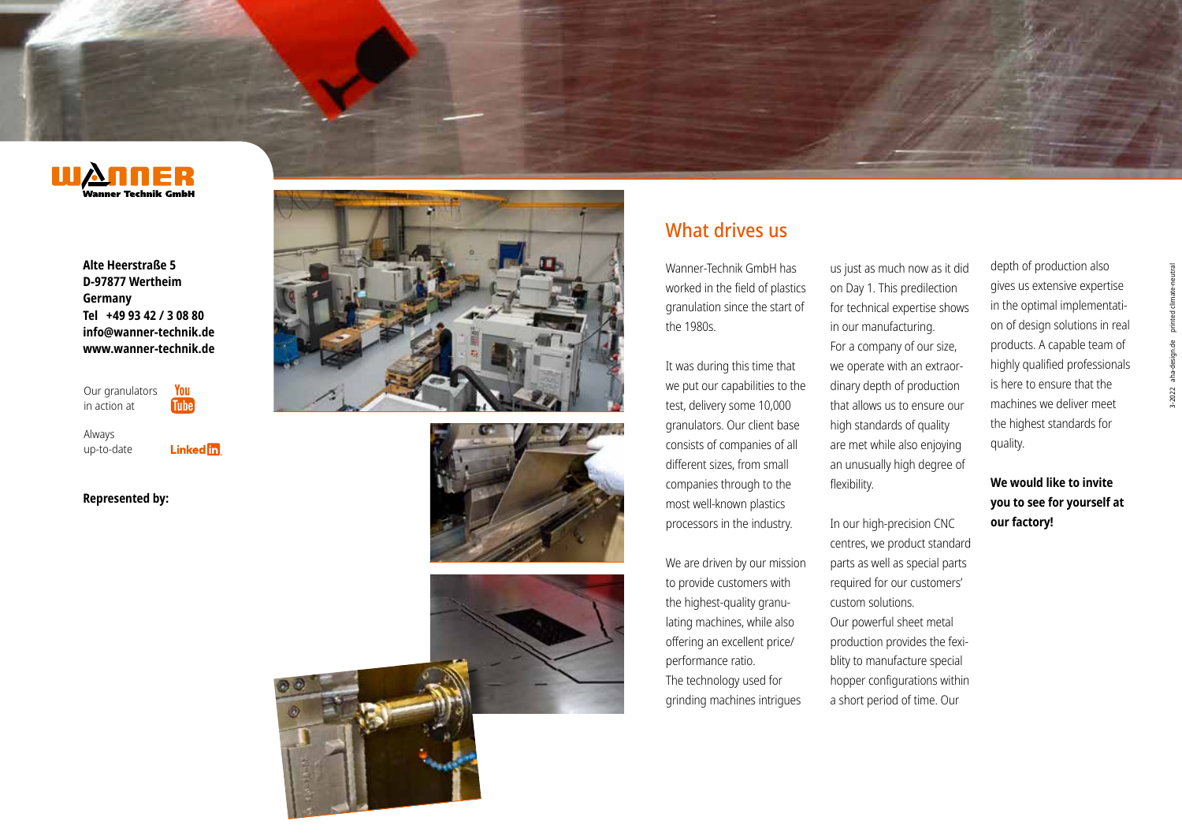Wanner Technik GmbH

**Alte Heerstraße 5**
**D-97877 Wertheim**
**Germany**
**Tel +49 93 42 / 3 08 80**
**info@wanner-technik.de**
**www.wanner-technik.de**

Our granulators in action at YouTube

Always up-to-date LinkedIn

**Represented by:**

## What drives us

Wanner-Technik GmbH has worked in the field of plastics granulation since the start of the 1980s.

It was during this time that we put our capabilities to the test, delivery some 10,000 granulators. Our client base consists of companies of all different sizes, from small companies through to the most well-known plastics processors in the industry.

We are driven by our mission to provide customers with the highest-quality granulating machines, while also offering an excellent price/performance ratio.
The technology used for grinding machines intrigues us just as much now as it did on Day 1. This predilection for technical expertise shows in our manufacturing.
For a company of our size, we operate with an extraordinary depth of production that allows us to ensure our high standards of quality are met while also enjoying an unusually high degree of flexibility.

In our high-precision CNC centres, we product standard parts as well as special parts required for our customers' custom solutions.
Our powerful sheet metal production provides the fexiblity to manufacture special hopper configurations within a short period of time. Our depth of production also gives us extensive expertise in the optimal implementation of design solutions in real products. A capable team of highly qualified professionals is here to ensure that the machines we deliver meet the highest standards for quality.

**We would like to invite you to see for yourself at our factory!**

3-2022 aha-design.de printed climate-neutral